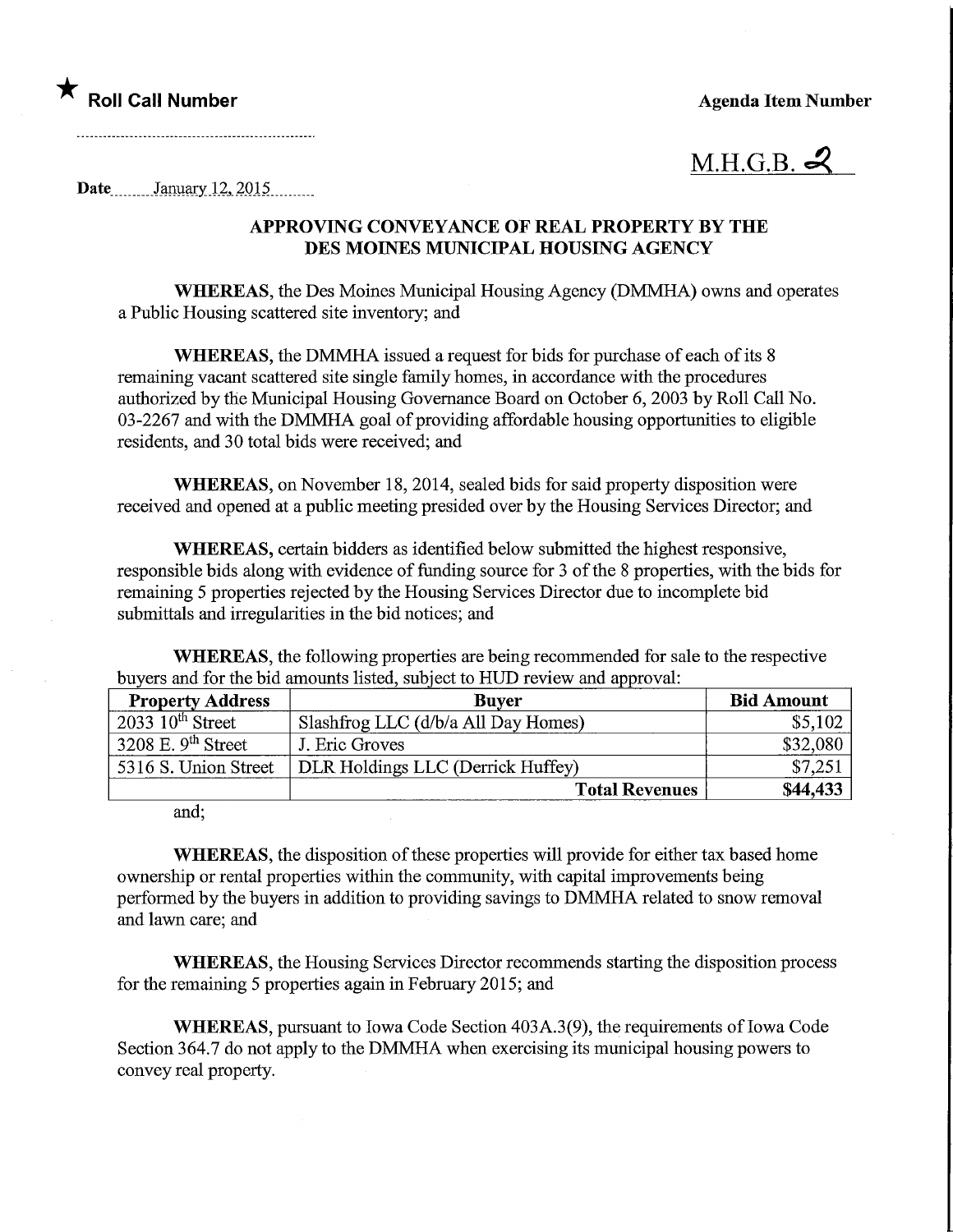★ **Roll Call Number**

**Agenda Item Number**

M.H.G.B. 2

Date January 12, 2015

## APPROVING CONVEYANCE OF REAL PROPERTY BY THE DES MOINES MUNICIPAL HOUSING AGENCY

**WHEREAS,** the Des Moines Municipal Housing Agency (DMMHA) owns and operates a Public Housing scattered site inventory; and

**WHEREAS,** the DMMHA issued a request for bids for purchase of each of its 8 remaining vacant scattered site single family homes, in accordance with the procedures authorized by the Municipal Housing Governance Board on October 6, 2003 by Roll Call No. 03-2267 and with the DMMHA goal of providing affordable housing opportunities to eligible residents, and 30 total bids were received; and

**WHEREAS,** on November 18, 2014, sealed bids for said property disposition were received and opened at a public meeting presided over by the Housing Services Director; and

**WHEREAS,** certain bidders as identified below submitted the highest responsive, responsible bids along with evidence of funding source for 3 of the 8 properties, with the bids for remaining 5 properties rejected by the Housing Services Director due to incomplete bid submittals and irregularities in the bid notices; and

**WHEREAS,** the following properties are being recommended for sale to the respective buyers and for the bid amounts listed, subject to HUD review and approval:

| Property Address | Buyer | Bid Amount |
|---|---|---|
| 2033 10th Street | Slashfrog LLC (d/b/a All Day Homes) | $5,102 |
| 3208 E. 9th Street | J. Eric Groves | $32,080 |
| 5316 S. Union Street | DLR Holdings LLC (Derrick Huffey) | $7,251 |
| | **Total Revenues** | **$44,433** |

and;

**WHEREAS,** the disposition of these properties will provide for either tax based home ownership or rental properties within the community, with capital improvements being performed by the buyers in addition to providing savings to DMMHA related to snow removal and lawn care; and

**WHEREAS,** the Housing Services Director recommends starting the disposition process for the remaining 5 properties again in February 2015; and

**WHEREAS,** pursuant to Iowa Code Section 403A.3(9), the requirements of Iowa Code Section 364.7 do not apply to the DMMHA when exercising its municipal housing powers to convey real property.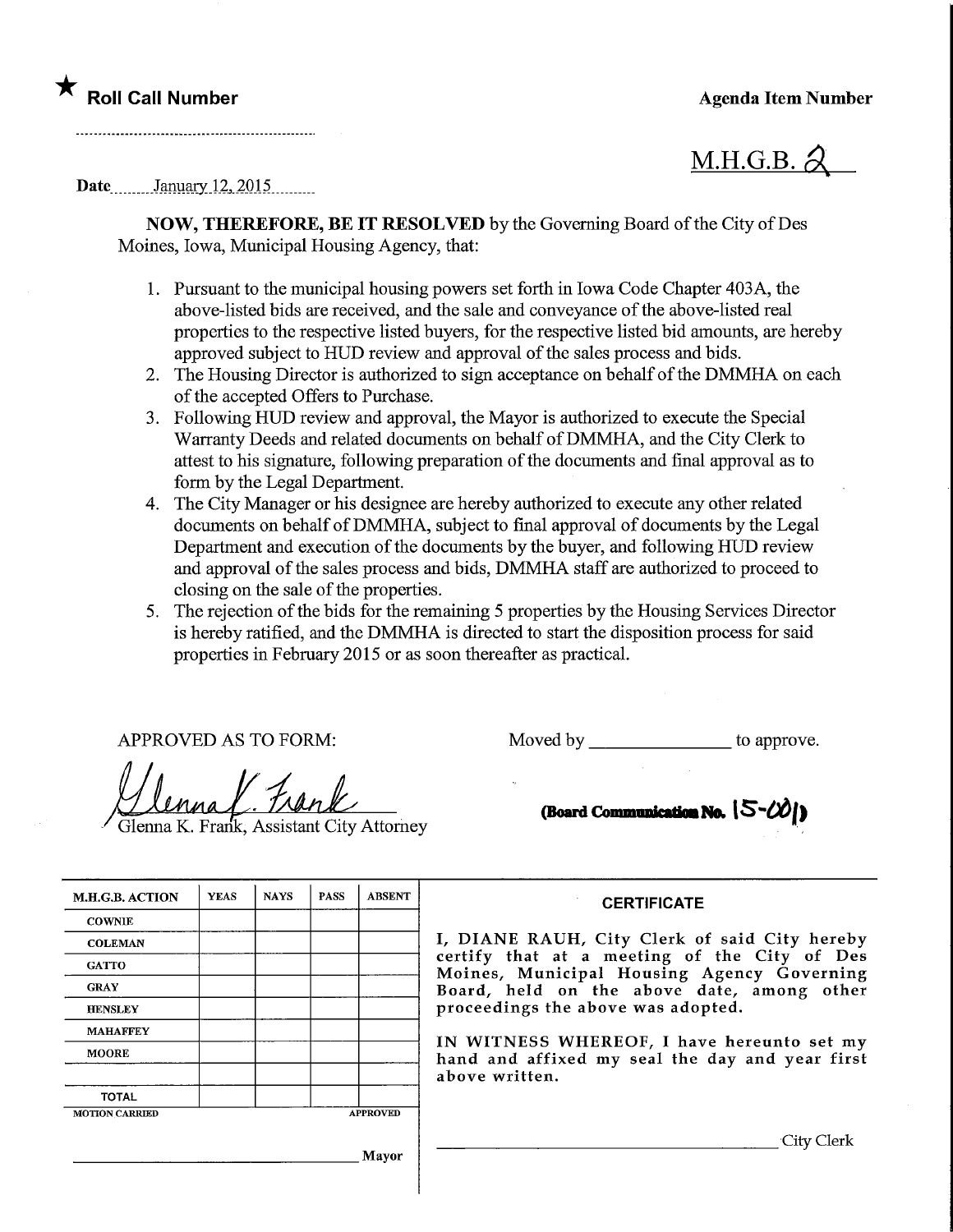★ **Roll Call Number**

**Agenda Item Number**

M.H.G.B. 2

Date January 12, 2015

**NOW, THEREFORE, BE IT RESOLVED** by the Governing Board of the City of Des Moines, Iowa, Municipal Housing Agency, that:

1. Pursuant to the municipal housing powers set forth in Iowa Code Chapter 403A, the above-listed bids are received, and the sale and conveyance of the above-listed real properties to the respective listed buyers, for the respective listed bid amounts, are hereby approved subject to HUD review and approval of the sales process and bids.
2. The Housing Director is authorized to sign acceptance on behalf of the DMMHA on each of the accepted Offers to Purchase.
3. Following HUD review and approval, the Mayor is authorized to execute the Special Warranty Deeds and related documents on behalf of DMMHA, and the City Clerk to attest to his signature, following preparation of the documents and final approval as to form by the Legal Department.
4. The City Manager or his designee are hereby authorized to execute any other related documents on behalf of DMMHA, subject to final approval of documents by the Legal Department and execution of the documents by the buyer, and following HUD review and approval of the sales process and bids, DMMHA staff are authorized to proceed to closing on the sale of the properties.
5. The rejection of the bids for the remaining 5 properties by the Housing Services Director is hereby ratified, and the DMMHA is directed to start the disposition process for said properties in February 2015 or as soon thereafter as practical.

APPROVED AS TO FORM:

Glenna K. Frank, Assistant City Attorney

Moved by _______________ to approve.

**(Board Communication No. 15-001)**

| M.H.G.B. ACTION | YEAS | NAYS | PASS | ABSENT |
|---|---|---|---|---|
| COWNIE | | | | |
| COLEMAN | | | | |
| GATTO | | | | |
| GRAY | | | | |
| HENSLEY | | | | |
| MAHAFFEY | | | | |
| MOORE | | | | |
| | | | | |
| TOTAL | | | | |

MOTION CARRIED APPROVED

_______________________________ Mayor

**CERTIFICATE**

I, DIANE RAUH, City Clerk of said City hereby certify that at a meeting of the City of Des Moines, Municipal Housing Agency Governing Board, held on the above date, among other proceedings the above was adopted.

IN WITNESS WHEREOF, I have hereunto set my hand and affixed my seal the day and year first above written.

_______________________________ City Clerk